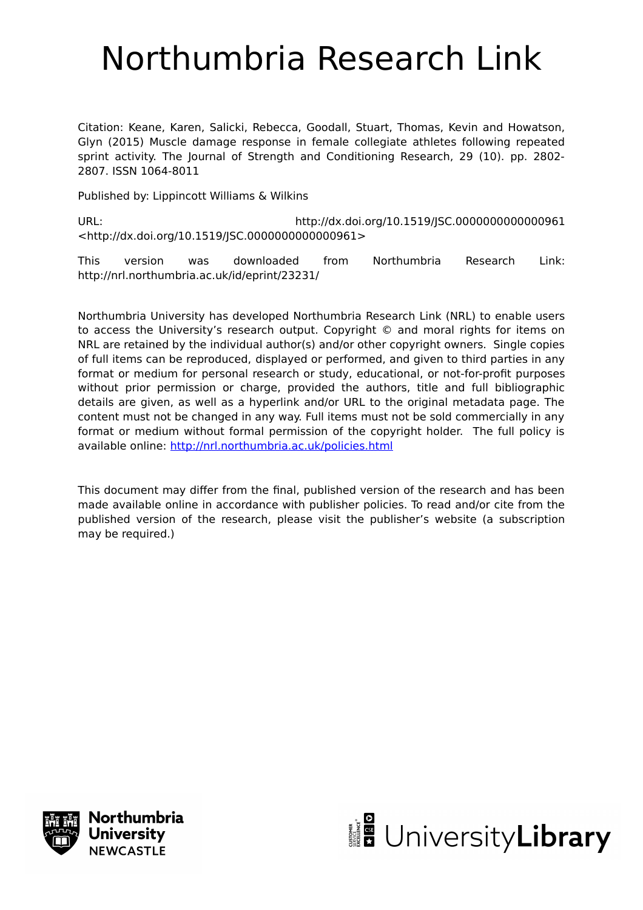# Northumbria Research Link

Citation: Keane, Karen, Salicki, Rebecca, Goodall, Stuart, Thomas, Kevin and Howatson, Glyn (2015) Muscle damage response in female collegiate athletes following repeated sprint activity. The Journal of Strength and Conditioning Research, 29 (10). pp. 2802-2807. ISSN 1064-8011

Published by: Lippincott Williams & Wilkins

URL: http://dx.doi.org/10.1519/JSC.0000000000000961 <http://dx.doi.org/10.1519/JSC.0000000000000961>

This version was downloaded from Northumbria Research Link: http://nrl.northumbria.ac.uk/id/eprint/23231/

Northumbria University has developed Northumbria Research Link (NRL) to enable users to access the University's research output. Copyright © and moral rights for items on NRL are retained by the individual author(s) and/or other copyright owners. Single copies of full items can be reproduced, displayed or performed, and given to third parties in any format or medium for personal research or study, educational, or not-for-profit purposes without prior permission or charge, provided the authors, title and full bibliographic details are given, as well as a hyperlink and/or URL to the original metadata page. The content must not be changed in any way. Full items must not be sold commercially in any format or medium without formal permission of the copyright holder. The full policy is available online: http://nrl.northumbria.ac.uk/policies.html

This document may differ from the final, published version of the research and has been made available online in accordance with publisher policies. To read and/or cite from the published version of the research, please visit the publisher's website (a subscription may be required.)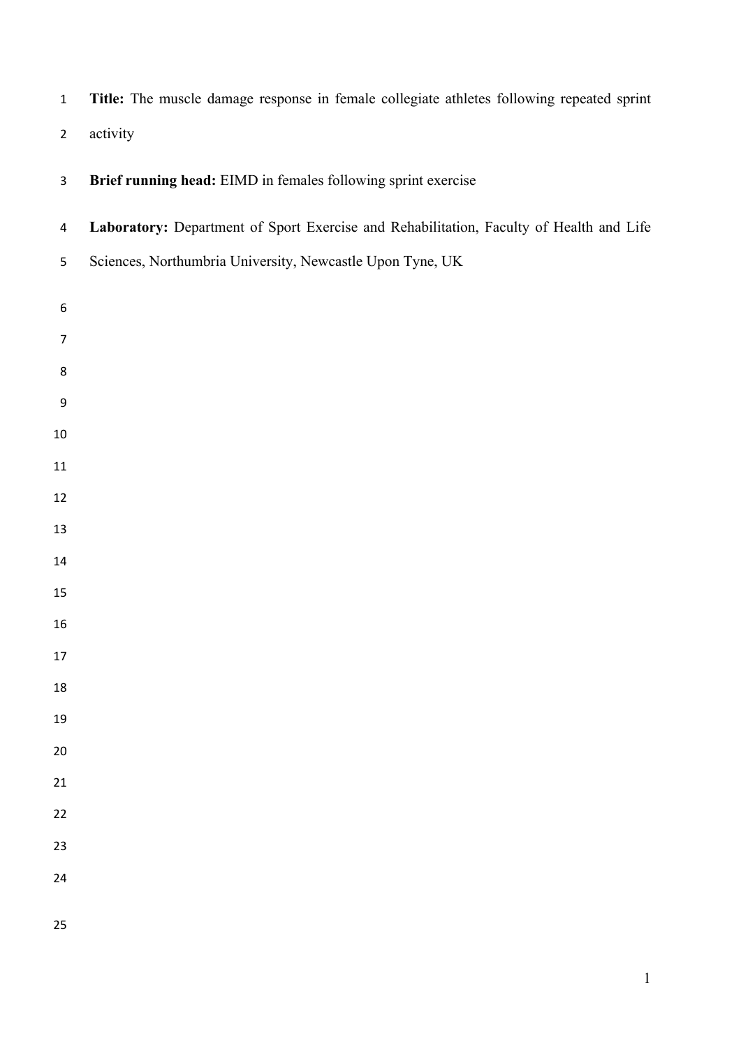**Title:** The muscle damage response in female collegiate athletes following repeated sprint activity

**Brief running head:** EIMD in females following sprint exercise

**Laboratory:** Department of Sport Exercise and Rehabilitation, Faculty of Health and Life Sciences, Northumbria University, Newcastle Upon Tyne, UK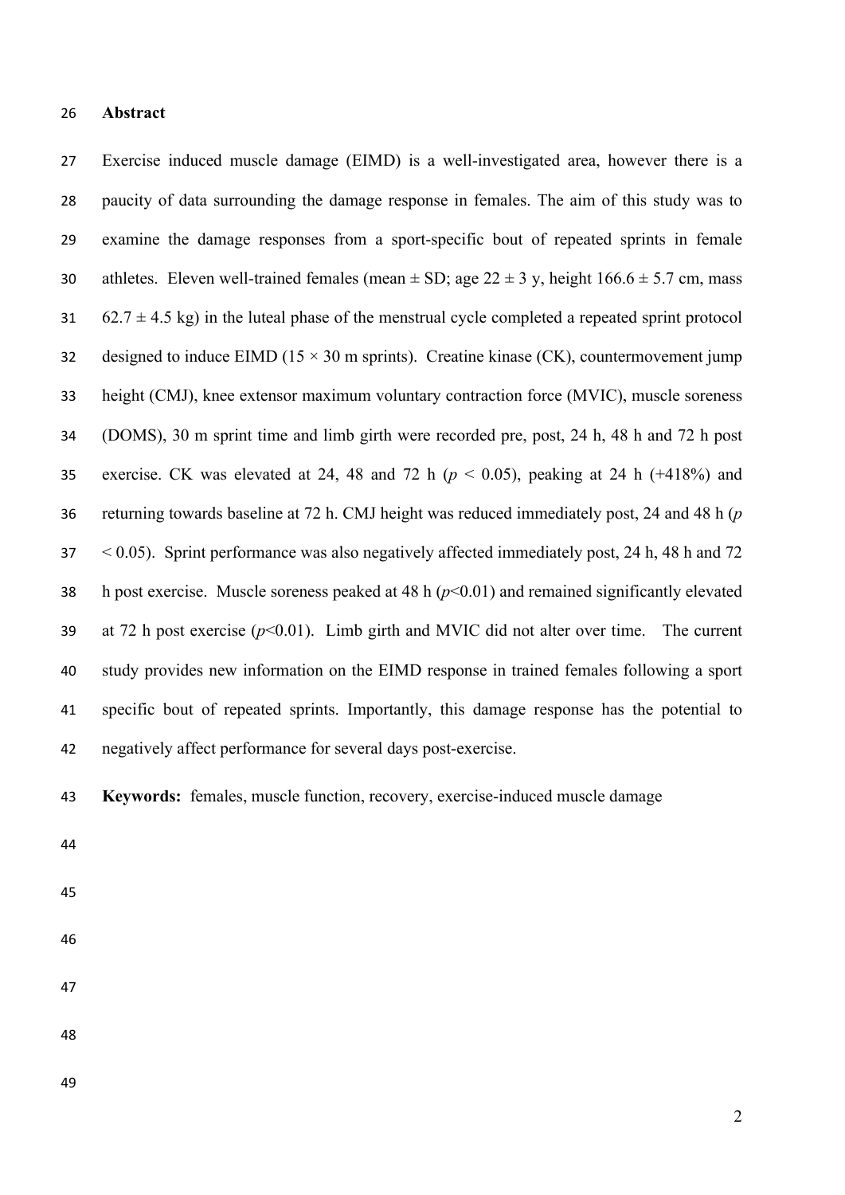## Abstract

Exercise induced muscle damage (EIMD) is a well-investigated area, however there is a paucity of data surrounding the damage response in females. The aim of this study was to examine the damage responses from a sport-specific bout of repeated sprints in female athletes. Eleven well-trained females (mean ± SD; age 22 ± 3 y, height 166.6 ± 5.7 cm, mass 62.7 ± 4.5 kg) in the luteal phase of the menstrual cycle completed a repeated sprint protocol designed to induce EIMD (15 × 30 m sprints). Creatine kinase (CK), countermovement jump height (CMJ), knee extensor maximum voluntary contraction force (MVIC), muscle soreness (DOMS), 30 m sprint time and limb girth were recorded pre, post, 24 h, 48 h and 72 h post exercise. CK was elevated at 24, 48 and 72 h ($p < 0.05$), peaking at 24 h (+418%) and returning towards baseline at 72 h. CMJ height was reduced immediately post, 24 and 48 h ($p < 0.05$). Sprint performance was also negatively affected immediately post, 24 h, 48 h and 72 h post exercise. Muscle soreness peaked at 48 h ($p<0.01$) and remained significantly elevated at 72 h post exercise ($p<0.01$). Limb girth and MVIC did not alter over time. The current study provides new information on the EIMD response in trained females following a sport specific bout of repeated sprints. Importantly, this damage response has the potential to negatively affect performance for several days post-exercise.

**Keywords:** females, muscle function, recovery, exercise-induced muscle damage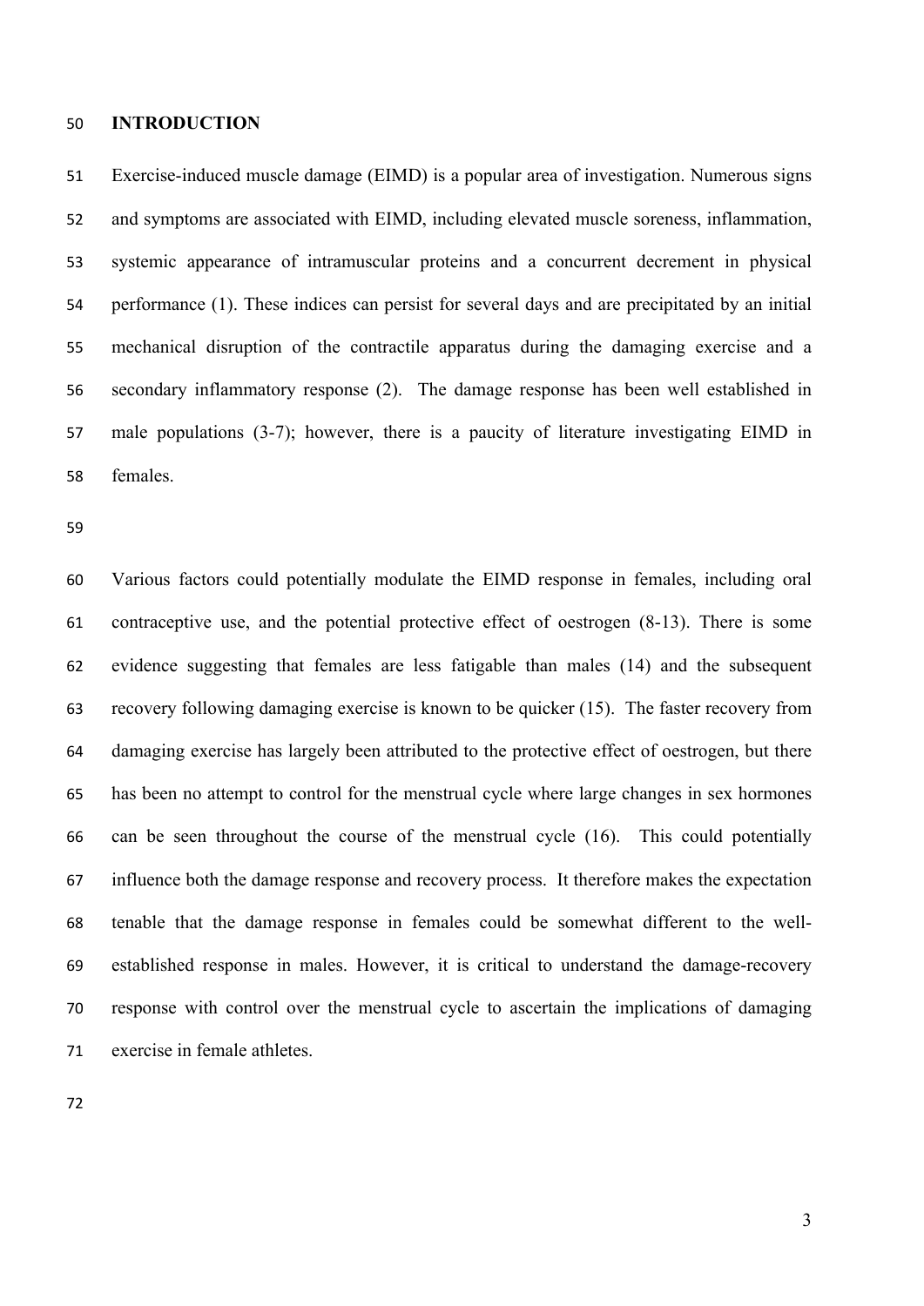## INTRODUCTION

Exercise-induced muscle damage (EIMD) is a popular area of investigation. Numerous signs and symptoms are associated with EIMD, including elevated muscle soreness, inflammation, systemic appearance of intramuscular proteins and a concurrent decrement in physical performance (1). These indices can persist for several days and are precipitated by an initial mechanical disruption of the contractile apparatus during the damaging exercise and a secondary inflammatory response (2). The damage response has been well established in male populations (3-7); however, there is a paucity of literature investigating EIMD in females.

Various factors could potentially modulate the EIMD response in females, including oral contraceptive use, and the potential protective effect of oestrogen (8-13). There is some evidence suggesting that females are less fatigable than males (14) and the subsequent recovery following damaging exercise is known to be quicker (15). The faster recovery from damaging exercise has largely been attributed to the protective effect of oestrogen, but there has been no attempt to control for the menstrual cycle where large changes in sex hormones can be seen throughout the course of the menstrual cycle (16). This could potentially influence both the damage response and recovery process. It therefore makes the expectation tenable that the damage response in females could be somewhat different to the well-established response in males. However, it is critical to understand the damage-recovery response with control over the menstrual cycle to ascertain the implications of damaging exercise in female athletes.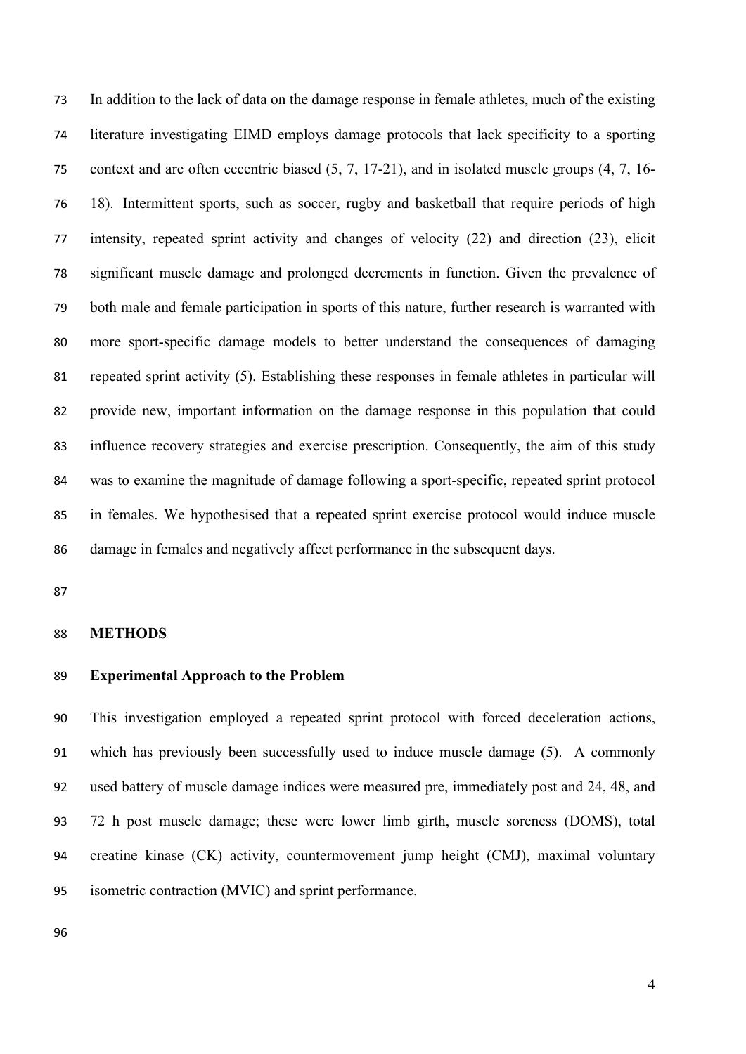In addition to the lack of data on the damage response in female athletes, much of the existing literature investigating EIMD employs damage protocols that lack specificity to a sporting context and are often eccentric biased (5, 7, 17-21), and in isolated muscle groups (4, 7, 16-18). Intermittent sports, such as soccer, rugby and basketball that require periods of high intensity, repeated sprint activity and changes of velocity (22) and direction (23), elicit significant muscle damage and prolonged decrements in function. Given the prevalence of both male and female participation in sports of this nature, further research is warranted with more sport-specific damage models to better understand the consequences of damaging repeated sprint activity (5). Establishing these responses in female athletes in particular will provide new, important information on the damage response in this population that could influence recovery strategies and exercise prescription. Consequently, the aim of this study was to examine the magnitude of damage following a sport-specific, repeated sprint protocol in females. We hypothesised that a repeated sprint exercise protocol would induce muscle damage in females and negatively affect performance in the subsequent days.

## METHODS

### Experimental Approach to the Problem

This investigation employed a repeated sprint protocol with forced deceleration actions, which has previously been successfully used to induce muscle damage (5). A commonly used battery of muscle damage indices were measured pre, immediately post and 24, 48, and 72 h post muscle damage; these were lower limb girth, muscle soreness (DOMS), total creatine kinase (CK) activity, countermovement jump height (CMJ), maximal voluntary isometric contraction (MVIC) and sprint performance.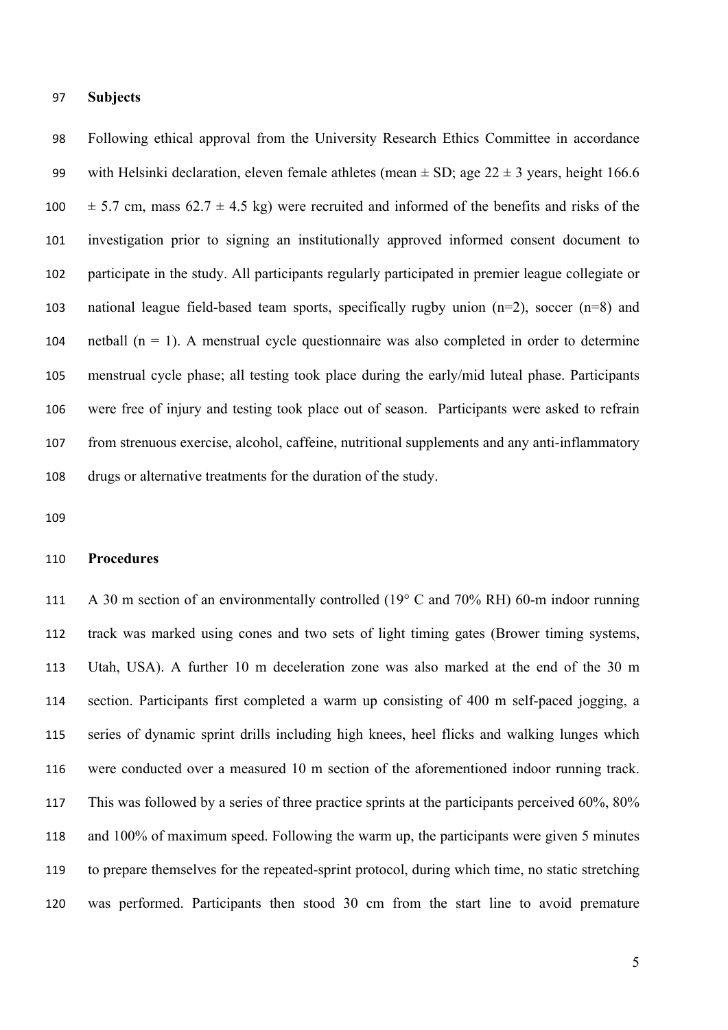## Subjects

Following ethical approval from the University Research Ethics Committee in accordance with Helsinki declaration, eleven female athletes (mean ± SD; age 22 ± 3 years, height 166.6 ± 5.7 cm, mass 62.7 ± 4.5 kg) were recruited and informed of the benefits and risks of the investigation prior to signing an institutionally approved informed consent document to participate in the study. All participants regularly participated in premier league collegiate or national league field-based team sports, specifically rugby union (n=2), soccer (n=8) and netball (n = 1). A menstrual cycle questionnaire was also completed in order to determine menstrual cycle phase; all testing took place during the early/mid luteal phase. Participants were free of injury and testing took place out of season. Participants were asked to refrain from strenuous exercise, alcohol, caffeine, nutritional supplements and any anti-inflammatory drugs or alternative treatments for the duration of the study.

## Procedures

A 30 m section of an environmentally controlled (19° C and 70% RH) 60-m indoor running track was marked using cones and two sets of light timing gates (Brower timing systems, Utah, USA). A further 10 m deceleration zone was also marked at the end of the 30 m section. Participants first completed a warm up consisting of 400 m self-paced jogging, a series of dynamic sprint drills including high knees, heel flicks and walking lunges which were conducted over a measured 10 m section of the aforementioned indoor running track. This was followed by a series of three practice sprints at the participants perceived 60%, 80% and 100% of maximum speed. Following the warm up, the participants were given 5 minutes to prepare themselves for the repeated-sprint protocol, during which time, no static stretching was performed. Participants then stood 30 cm from the start line to avoid premature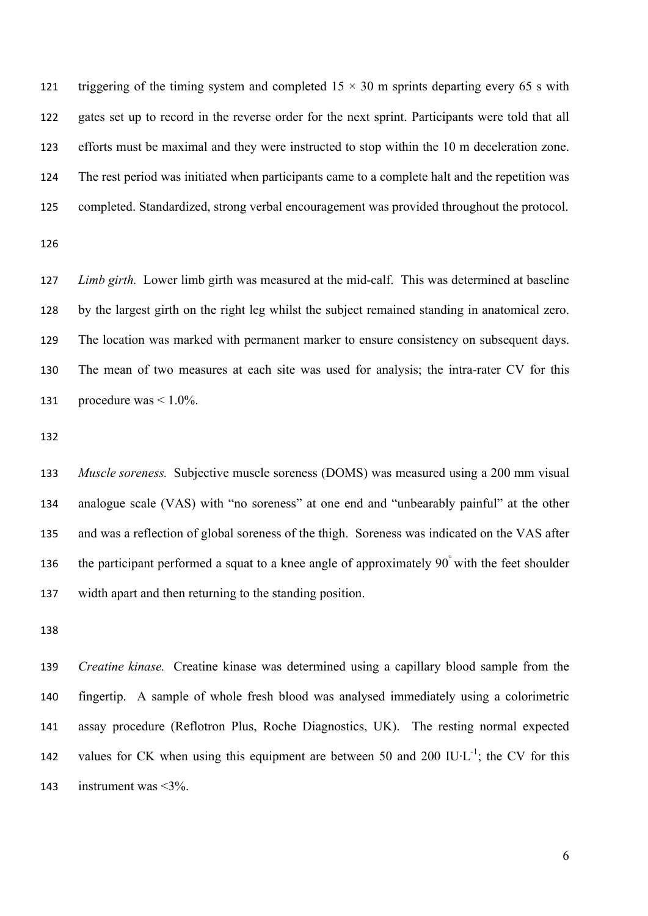triggering of the timing system and completed 15 × 30 m sprints departing every 65 s with gates set up to record in the reverse order for the next sprint. Participants were told that all efforts must be maximal and they were instructed to stop within the 10 m deceleration zone. The rest period was initiated when participants came to a complete halt and the repetition was completed. Standardized, strong verbal encouragement was provided throughout the protocol.

*Limb girth.* Lower limb girth was measured at the mid-calf. This was determined at baseline by the largest girth on the right leg whilst the subject remained standing in anatomical zero. The location was marked with permanent marker to ensure consistency on subsequent days. The mean of two measures at each site was used for analysis; the intra-rater CV for this procedure was < 1.0%.

*Muscle soreness.* Subjective muscle soreness (DOMS) was measured using a 200 mm visual analogue scale (VAS) with "no soreness" at one end and "unbearably painful" at the other and was a reflection of global soreness of the thigh. Soreness was indicated on the VAS after the participant performed a squat to a knee angle of approximately 90° with the feet shoulder width apart and then returning to the standing position.

*Creatine kinase.* Creatine kinase was determined using a capillary blood sample from the fingertip. A sample of whole fresh blood was analysed immediately using a colorimetric assay procedure (Reflotron Plus, Roche Diagnostics, UK). The resting normal expected values for CK when using this equipment are between 50 and 200 $IU \cdot L^{-1}$; the CV for this instrument was <3%.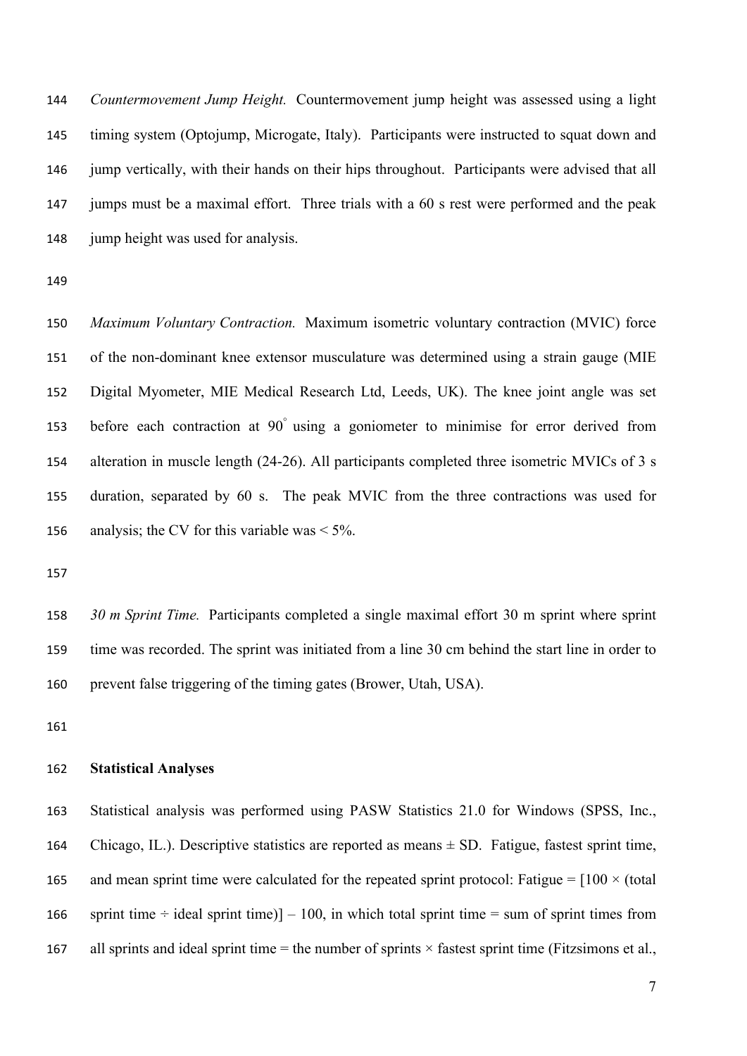*Countermovement Jump Height.* Countermovement jump height was assessed using a light timing system (Optojump, Microgate, Italy). Participants were instructed to squat down and jump vertically, with their hands on their hips throughout. Participants were advised that all jumps must be a maximal effort. Three trials with a 60 s rest were performed and the peak jump height was used for analysis.

*Maximum Voluntary Contraction.* Maximum isometric voluntary contraction (MVIC) force of the non-dominant knee extensor musculature was determined using a strain gauge (MIE Digital Myometer, MIE Medical Research Ltd, Leeds, UK). The knee joint angle was set before each contraction at 90° using a goniometer to minimise for error derived from alteration in muscle length (24-26). All participants completed three isometric MVICs of 3 s duration, separated by 60 s. The peak MVIC from the three contractions was used for analysis; the CV for this variable was < 5%.

*30 m Sprint Time.* Participants completed a single maximal effort 30 m sprint where sprint time was recorded. The sprint was initiated from a line 30 cm behind the start line in order to prevent false triggering of the timing gates (Brower, Utah, USA).

**Statistical Analyses**

Statistical analysis was performed using PASW Statistics 21.0 for Windows (SPSS, Inc., Chicago, IL.). Descriptive statistics are reported as means ± SD. Fatigue, fastest sprint time, and mean sprint time were calculated for the repeated sprint protocol: Fatigue = [100 × (total sprint time ÷ ideal sprint time)] – 100, in which total sprint time = sum of sprint times from all sprints and ideal sprint time = the number of sprints × fastest sprint time (Fitzsimons et al.,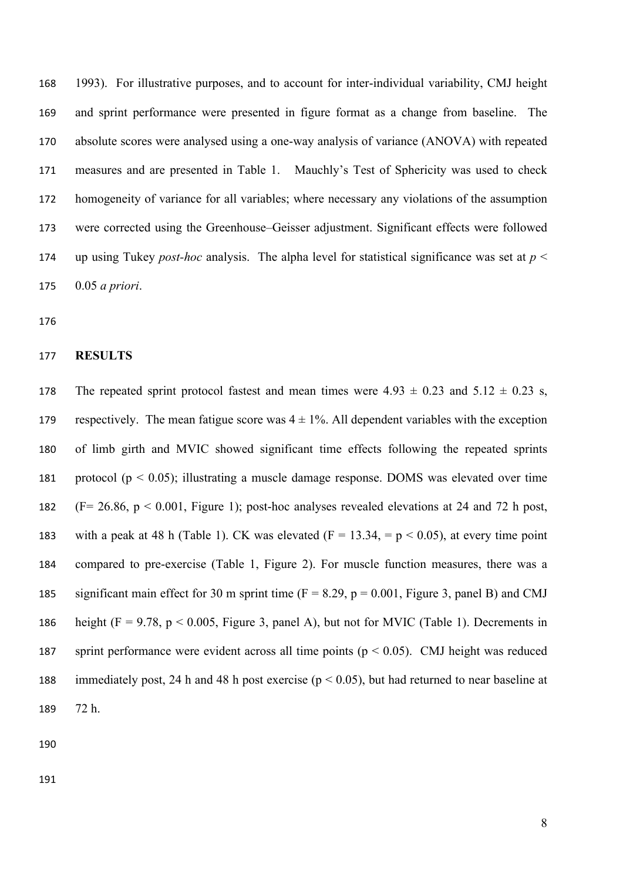1993). For illustrative purposes, and to account for inter-individual variability, CMJ height and sprint performance were presented in figure format as a change from baseline. The absolute scores were analysed using a one-way analysis of variance (ANOVA) with repeated measures and are presented in Table 1. Mauchly's Test of Sphericity was used to check homogeneity of variance for all variables; where necessary any violations of the assumption were corrected using the Greenhouse–Geisser adjustment. Significant effects were followed up using Tukey *post-hoc* analysis. The alpha level for statistical significance was set at $p < 0.05$ *a priori*.

## RESULTS

The repeated sprint protocol fastest and mean times were 4.93 ± 0.23 and 5.12 ± 0.23 s, respectively. The mean fatigue score was 4 ± 1%. All dependent variables with the exception of limb girth and MVIC showed significant time effects following the repeated sprints protocol ($p < 0.05$); illustrating a muscle damage response. DOMS was elevated over time ($F = 26.86$, $p < 0.001$, Figure 1); post-hoc analyses revealed elevations at 24 and 72 h post, with a peak at 48 h (Table 1). CK was elevated ($F = 13.34$, $= p < 0.05$), at every time point compared to pre-exercise (Table 1, Figure 2). For muscle function measures, there was a significant main effect for 30 m sprint time ($F = 8.29$, $p = 0.001$, Figure 3, panel B) and CMJ height ($F = 9.78$, $p < 0.005$, Figure 3, panel A), but not for MVIC (Table 1). Decrements in sprint performance were evident across all time points ($p < 0.05$). CMJ height was reduced immediately post, 24 h and 48 h post exercise ($p < 0.05$), but had returned to near baseline at 72 h.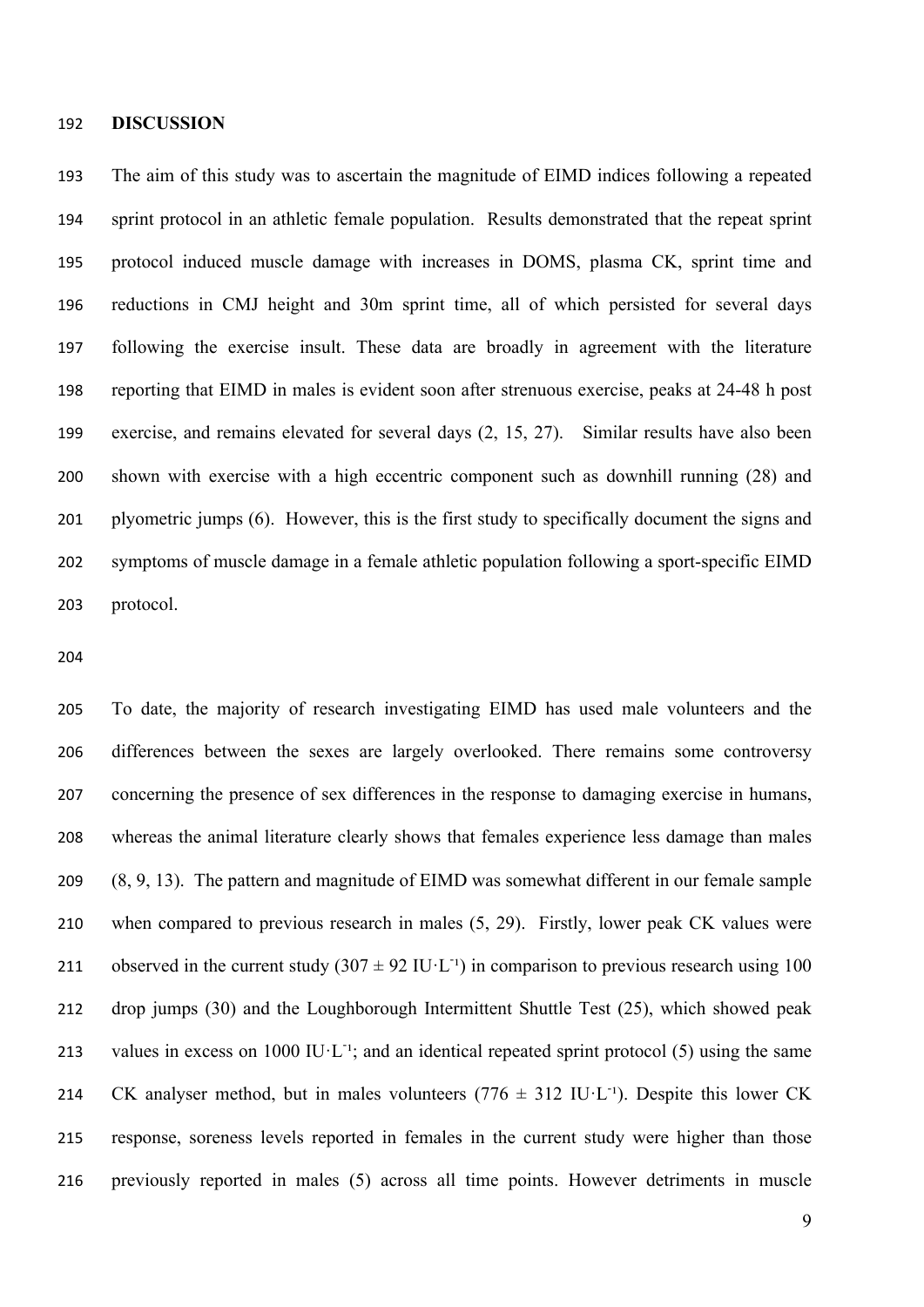## DISCUSSION

The aim of this study was to ascertain the magnitude of EIMD indices following a repeated sprint protocol in an athletic female population. Results demonstrated that the repeat sprint protocol induced muscle damage with increases in DOMS, plasma CK, sprint time and reductions in CMJ height and 30m sprint time, all of which persisted for several days following the exercise insult. These data are broadly in agreement with the literature reporting that EIMD in males is evident soon after strenuous exercise, peaks at 24-48 h post exercise, and remains elevated for several days (2, 15, 27). Similar results have also been shown with exercise with a high eccentric component such as downhill running (28) and plyometric jumps (6). However, this is the first study to specifically document the signs and symptoms of muscle damage in a female athletic population following a sport-specific EIMD protocol.

To date, the majority of research investigating EIMD has used male volunteers and the differences between the sexes are largely overlooked. There remains some controversy concerning the presence of sex differences in the response to damaging exercise in humans, whereas the animal literature clearly shows that females experience less damage than males (8, 9, 13). The pattern and magnitude of EIMD was somewhat different in our female sample when compared to previous research in males (5, 29). Firstly, lower peak CK values were observed in the current study ($307 \pm 92$ IU·L$^{-1}$) in comparison to previous research using 100 drop jumps (30) and the Loughborough Intermittent Shuttle Test (25), which showed peak values in excess on 1000 IU·L$^{-1}$; and an identical repeated sprint protocol (5) using the same CK analyser method, but in males volunteers ($776 \pm 312$ IU·L$^{-1}$). Despite this lower CK response, soreness levels reported in females in the current study were higher than those previously reported in males (5) across all time points. However detriments in muscle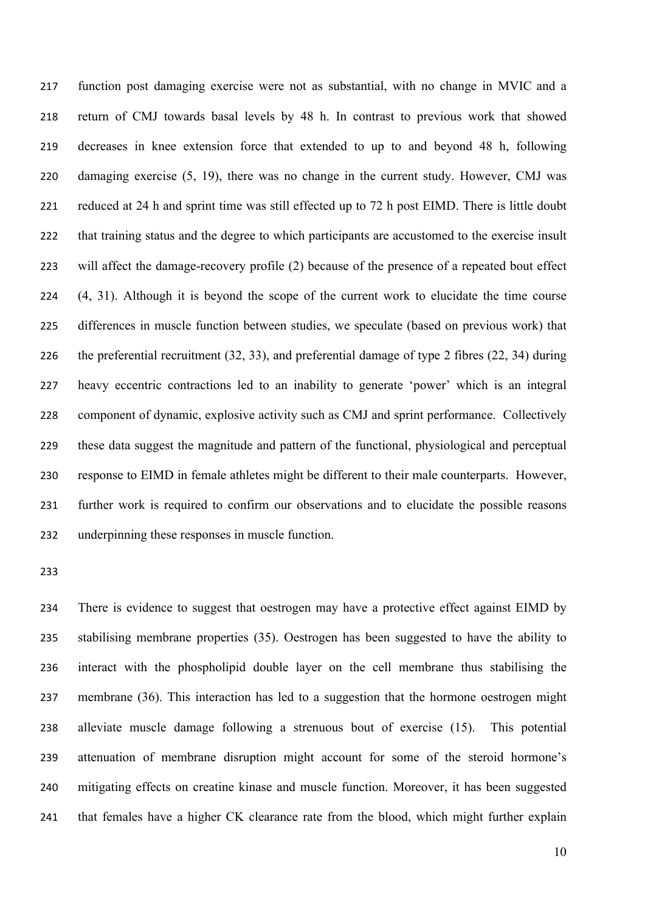function post damaging exercise were not as substantial, with no change in MVIC and a return of CMJ towards basal levels by 48 h. In contrast to previous work that showed decreases in knee extension force that extended to up to and beyond 48 h, following damaging exercise (5, 19), there was no change in the current study. However, CMJ was reduced at 24 h and sprint time was still effected up to 72 h post EIMD. There is little doubt that training status and the degree to which participants are accustomed to the exercise insult will affect the damage-recovery profile (2) because of the presence of a repeated bout effect (4, 31). Although it is beyond the scope of the current work to elucidate the time course differences in muscle function between studies, we speculate (based on previous work) that the preferential recruitment (32, 33), and preferential damage of type 2 fibres (22, 34) during heavy eccentric contractions led to an inability to generate 'power' which is an integral component of dynamic, explosive activity such as CMJ and sprint performance. Collectively these data suggest the magnitude and pattern of the functional, physiological and perceptual response to EIMD in female athletes might be different to their male counterparts. However, further work is required to confirm our observations and to elucidate the possible reasons underpinning these responses in muscle function.

There is evidence to suggest that oestrogen may have a protective effect against EIMD by stabilising membrane properties (35). Oestrogen has been suggested to have the ability to interact with the phospholipid double layer on the cell membrane thus stabilising the membrane (36). This interaction has led to a suggestion that the hormone oestrogen might alleviate muscle damage following a strenuous bout of exercise (15). This potential attenuation of membrane disruption might account for some of the steroid hormone's mitigating effects on creatine kinase and muscle function. Moreover, it has been suggested that females have a higher CK clearance rate from the blood, which might further explain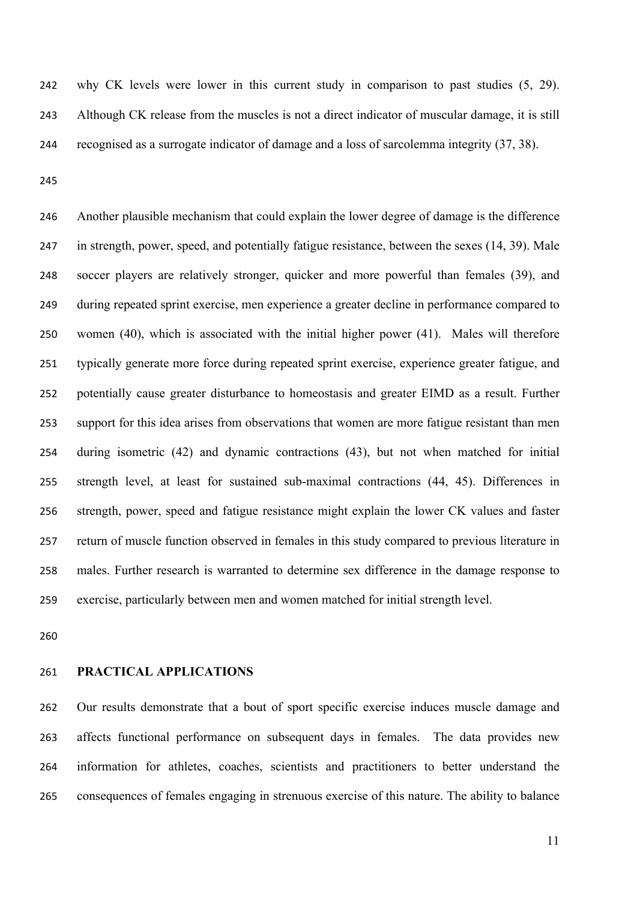why CK levels were lower in this current study in comparison to past studies (5, 29). Although CK release from the muscles is not a direct indicator of muscular damage, it is still recognised as a surrogate indicator of damage and a loss of sarcolemma integrity (37, 38).

Another plausible mechanism that could explain the lower degree of damage is the difference in strength, power, speed, and potentially fatigue resistance, between the sexes (14, 39). Male soccer players are relatively stronger, quicker and more powerful than females (39), and during repeated sprint exercise, men experience a greater decline in performance compared to women (40), which is associated with the initial higher power (41). Males will therefore typically generate more force during repeated sprint exercise, experience greater fatigue, and potentially cause greater disturbance to homeostasis and greater EIMD as a result. Further support for this idea arises from observations that women are more fatigue resistant than men during isometric (42) and dynamic contractions (43), but not when matched for initial strength level, at least for sustained sub-maximal contractions (44, 45). Differences in strength, power, speed and fatigue resistance might explain the lower CK values and faster return of muscle function observed in females in this study compared to previous literature in males. Further research is warranted to determine sex difference in the damage response to exercise, particularly between men and women matched for initial strength level.

## PRACTICAL APPLICATIONS

Our results demonstrate that a bout of sport specific exercise induces muscle damage and affects functional performance on subsequent days in females. The data provides new information for athletes, coaches, scientists and practitioners to better understand the consequences of females engaging in strenuous exercise of this nature. The ability to balance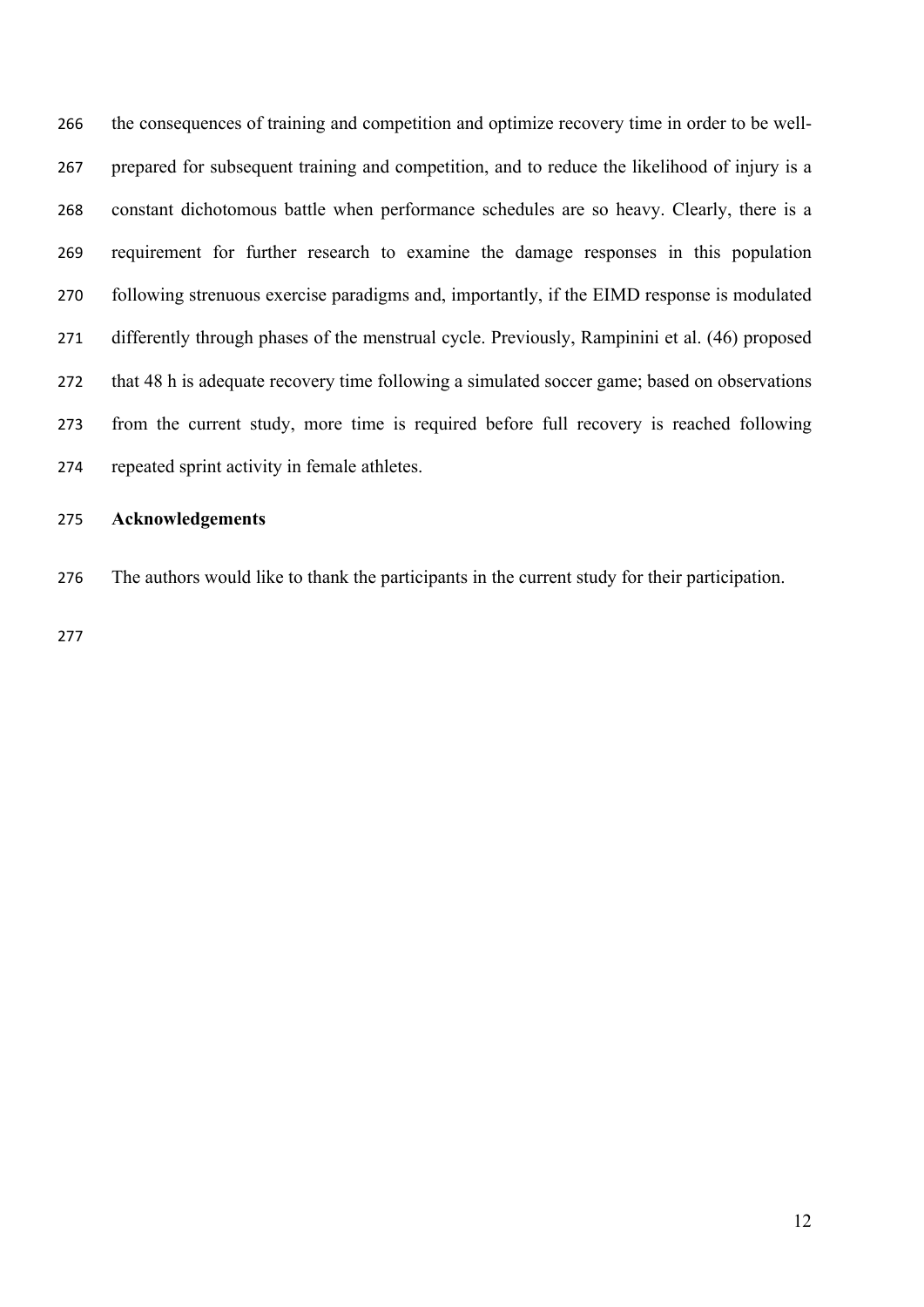the consequences of training and competition and optimize recovery time in order to be well-prepared for subsequent training and competition, and to reduce the likelihood of injury is a constant dichotomous battle when performance schedules are so heavy. Clearly, there is a requirement for further research to examine the damage responses in this population following strenuous exercise paradigms and, importantly, if the EIMD response is modulated differently through phases of the menstrual cycle. Previously, Rampinini et al. (46) proposed that 48 h is adequate recovery time following a simulated soccer game; based on observations from the current study, more time is required before full recovery is reached following repeated sprint activity in female athletes.

**Acknowledgements**

The authors would like to thank the participants in the current study for their participation.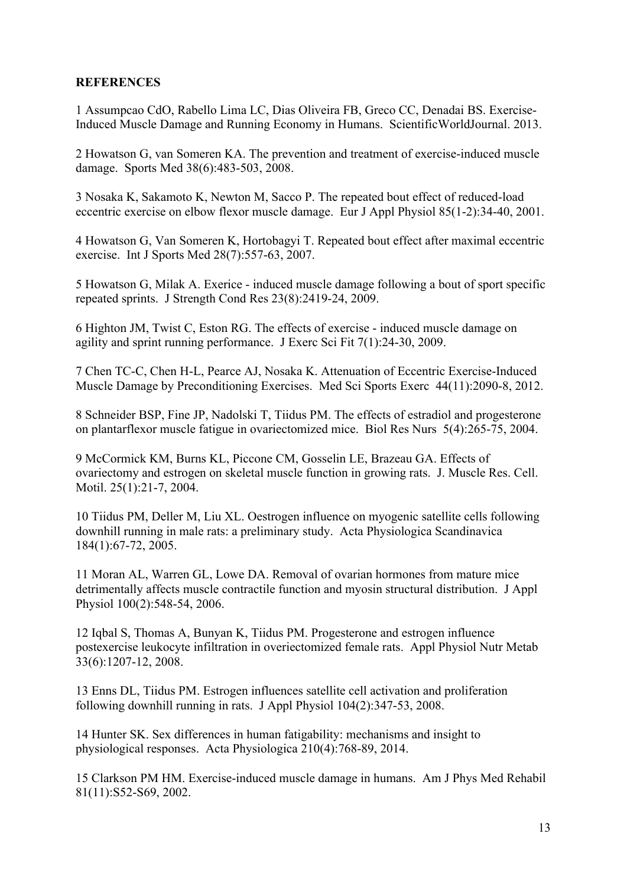**REFERENCES**

1 Assumpcao CdO, Rabello Lima LC, Dias Oliveira FB, Greco CC, Denadai BS. Exercise-Induced Muscle Damage and Running Economy in Humans. ScientificWorldJournal. 2013.

2 Howatson G, van Someren KA. The prevention and treatment of exercise-induced muscle damage. Sports Med 38(6):483-503, 2008.

3 Nosaka K, Sakamoto K, Newton M, Sacco P. The repeated bout effect of reduced-load eccentric exercise on elbow flexor muscle damage. Eur J Appl Physiol 85(1-2):34-40, 2001.

4 Howatson G, Van Someren K, Hortobagyi T. Repeated bout effect after maximal eccentric exercise. Int J Sports Med 28(7):557-63, 2007.

5 Howatson G, Milak A. Exerice - induced muscle damage following a bout of sport specific repeated sprints. J Strength Cond Res 23(8):2419-24, 2009.

6 Highton JM, Twist C, Eston RG. The effects of exercise - induced muscle damage on agility and sprint running performance. J Exerc Sci Fit 7(1):24-30, 2009.

7 Chen TC-C, Chen H-L, Pearce AJ, Nosaka K. Attenuation of Eccentric Exercise-Induced Muscle Damage by Preconditioning Exercises. Med Sci Sports Exerc 44(11):2090-8, 2012.

8 Schneider BSP, Fine JP, Nadolski T, Tiidus PM. The effects of estradiol and progesterone on plantarflexor muscle fatigue in ovariectomized mice. Biol Res Nurs 5(4):265-75, 2004.

9 McCormick KM, Burns KL, Piccone CM, Gosselin LE, Brazeau GA. Effects of ovariectomy and estrogen on skeletal muscle function in growing rats. J. Muscle Res. Cell. Motil. 25(1):21-7, 2004.

10 Tiidus PM, Deller M, Liu XL. Oestrogen influence on myogenic satellite cells following downhill running in male rats: a preliminary study. Acta Physiologica Scandinavica 184(1):67-72, 2005.

11 Moran AL, Warren GL, Lowe DA. Removal of ovarian hormones from mature mice detrimentally affects muscle contractile function and myosin structural distribution. J Appl Physiol 100(2):548-54, 2006.

12 Iqbal S, Thomas A, Bunyan K, Tiidus PM. Progesterone and estrogen influence postexercise leukocyte infiltration in overiectomized female rats. Appl Physiol Nutr Metab 33(6):1207-12, 2008.

13 Enns DL, Tiidus PM. Estrogen influences satellite cell activation and proliferation following downhill running in rats. J Appl Physiol 104(2):347-53, 2008.

14 Hunter SK. Sex differences in human fatigability: mechanisms and insight to physiological responses. Acta Physiologica 210(4):768-89, 2014.

15 Clarkson PM HM. Exercise-induced muscle damage in humans. Am J Phys Med Rehabil 81(11):S52-S69, 2002.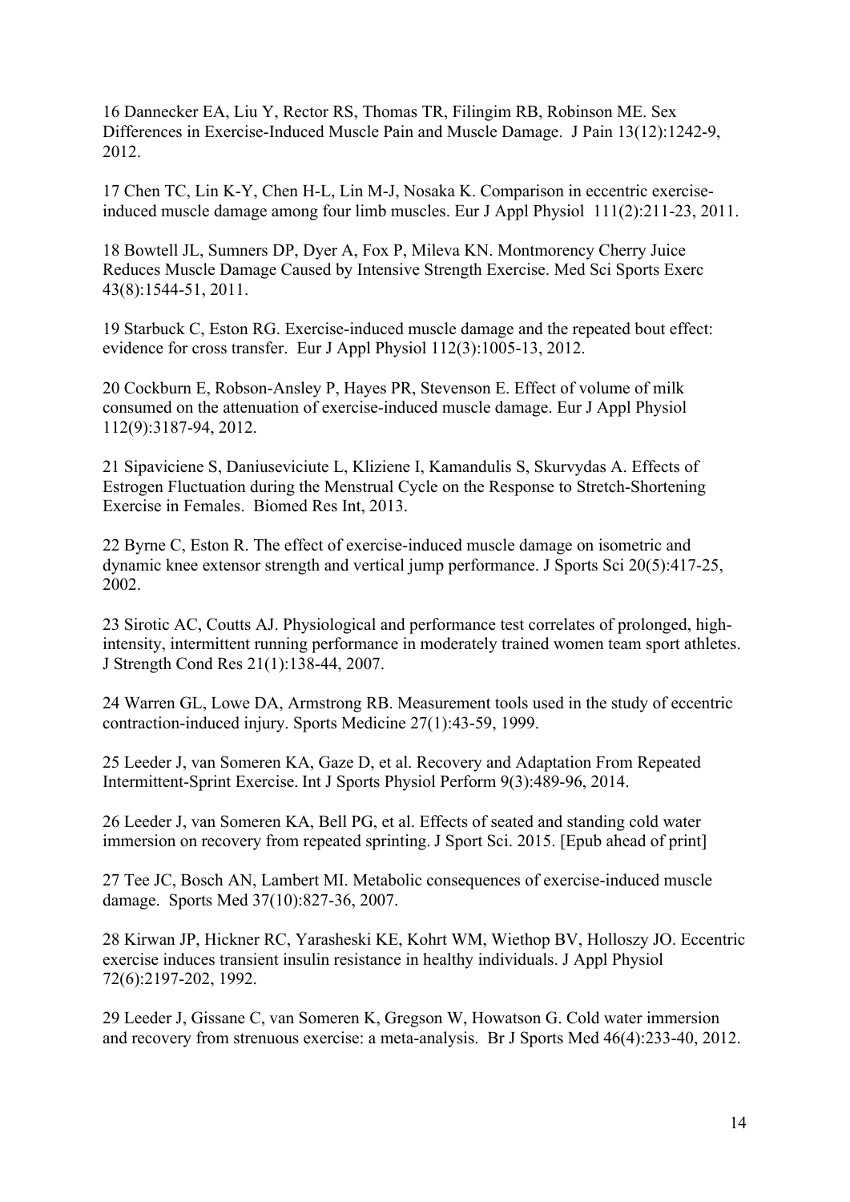16 Dannecker EA, Liu Y, Rector RS, Thomas TR, Filingim RB, Robinson ME. Sex Differences in Exercise-Induced Muscle Pain and Muscle Damage. J Pain 13(12):1242-9, 2012.

17 Chen TC, Lin K-Y, Chen H-L, Lin M-J, Nosaka K. Comparison in eccentric exercise-induced muscle damage among four limb muscles. Eur J Appl Physiol 111(2):211-23, 2011.

18 Bowtell JL, Sumners DP, Dyer A, Fox P, Mileva KN. Montmorency Cherry Juice Reduces Muscle Damage Caused by Intensive Strength Exercise. Med Sci Sports Exerc 43(8):1544-51, 2011.

19 Starbuck C, Eston RG. Exercise-induced muscle damage and the repeated bout effect: evidence for cross transfer. Eur J Appl Physiol 112(3):1005-13, 2012.

20 Cockburn E, Robson-Ansley P, Hayes PR, Stevenson E. Effect of volume of milk consumed on the attenuation of exercise-induced muscle damage. Eur J Appl Physiol 112(9):3187-94, 2012.

21 Sipaviciene S, Daniuseviciute L, Kliziene I, Kamandulis S, Skurvydas A. Effects of Estrogen Fluctuation during the Menstrual Cycle on the Response to Stretch-Shortening Exercise in Females. Biomed Res Int, 2013.

22 Byrne C, Eston R. The effect of exercise-induced muscle damage on isometric and dynamic knee extensor strength and vertical jump performance. J Sports Sci 20(5):417-25, 2002.

23 Sirotic AC, Coutts AJ. Physiological and performance test correlates of prolonged, high-intensity, intermittent running performance in moderately trained women team sport athletes. J Strength Cond Res 21(1):138-44, 2007.

24 Warren GL, Lowe DA, Armstrong RB. Measurement tools used in the study of eccentric contraction-induced injury. Sports Medicine 27(1):43-59, 1999.

25 Leeder J, van Someren KA, Gaze D, et al. Recovery and Adaptation From Repeated Intermittent-Sprint Exercise. Int J Sports Physiol Perform 9(3):489-96, 2014.

26 Leeder J, van Someren KA, Bell PG, et al. Effects of seated and standing cold water immersion on recovery from repeated sprinting. J Sport Sci. 2015. [Epub ahead of print]

27 Tee JC, Bosch AN, Lambert MI. Metabolic consequences of exercise-induced muscle damage. Sports Med 37(10):827-36, 2007.

28 Kirwan JP, Hickner RC, Yarasheski KE, Kohrt WM, Wiethop BV, Holloszy JO. Eccentric exercise induces transient insulin resistance in healthy individuals. J Appl Physiol 72(6):2197-202, 1992.

29 Leeder J, Gissane C, van Someren K, Gregson W, Howatson G. Cold water immersion and recovery from strenuous exercise: a meta-analysis. Br J Sports Med 46(4):233-40, 2012.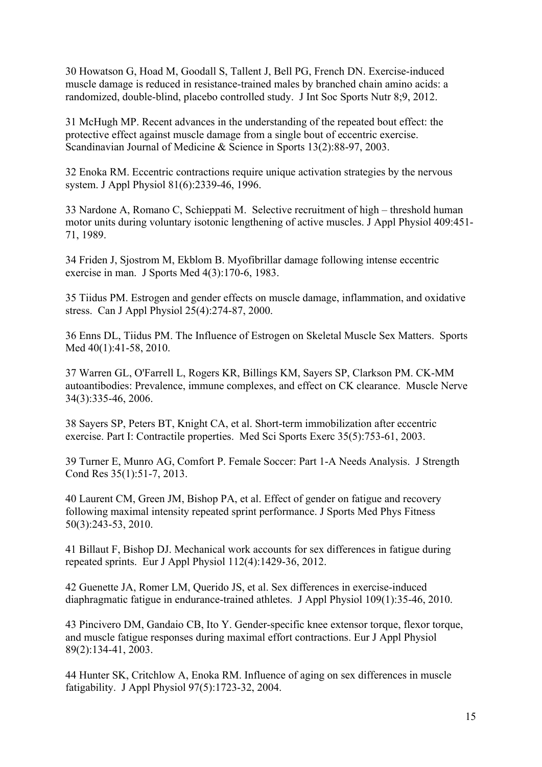30 Howatson G, Hoad M, Goodall S, Tallent J, Bell PG, French DN. Exercise-induced muscle damage is reduced in resistance-trained males by branched chain amino acids: a randomized, double-blind, placebo controlled study. J Int Soc Sports Nutr 8;9, 2012.

31 McHugh MP. Recent advances in the understanding of the repeated bout effect: the protective effect against muscle damage from a single bout of eccentric exercise. Scandinavian Journal of Medicine & Science in Sports 13(2):88-97, 2003.

32 Enoka RM. Eccentric contractions require unique activation strategies by the nervous system. J Appl Physiol 81(6):2339-46, 1996.

33 Nardone A, Romano C, Schieppati M. Selective recruitment of high – threshold human motor units during voluntary isotonic lengthening of active muscles. J Appl Physiol 409:451-71, 1989.

34 Friden J, Sjostrom M, Ekblom B. Myofibrillar damage following intense eccentric exercise in man. J Sports Med 4(3):170-6, 1983.

35 Tiidus PM. Estrogen and gender effects on muscle damage, inflammation, and oxidative stress. Can J Appl Physiol 25(4):274-87, 2000.

36 Enns DL, Tiidus PM. The Influence of Estrogen on Skeletal Muscle Sex Matters. Sports Med 40(1):41-58, 2010.

37 Warren GL, O'Farrell L, Rogers KR, Billings KM, Sayers SP, Clarkson PM. CK-MM autoantibodies: Prevalence, immune complexes, and effect on CK clearance. Muscle Nerve 34(3):335-46, 2006.

38 Sayers SP, Peters BT, Knight CA, et al. Short-term immobilization after eccentric exercise. Part I: Contractile properties. Med Sci Sports Exerc 35(5):753-61, 2003.

39 Turner E, Munro AG, Comfort P. Female Soccer: Part 1-A Needs Analysis. J Strength Cond Res 35(1):51-7, 2013.

40 Laurent CM, Green JM, Bishop PA, et al. Effect of gender on fatigue and recovery following maximal intensity repeated sprint performance. J Sports Med Phys Fitness 50(3):243-53, 2010.

41 Billaut F, Bishop DJ. Mechanical work accounts for sex differences in fatigue during repeated sprints. Eur J Appl Physiol 112(4):1429-36, 2012.

42 Guenette JA, Romer LM, Querido JS, et al. Sex differences in exercise-induced diaphragmatic fatigue in endurance-trained athletes. J Appl Physiol 109(1):35-46, 2010.

43 Pincivero DM, Gandaio CB, Ito Y. Gender-specific knee extensor torque, flexor torque, and muscle fatigue responses during maximal effort contractions. Eur J Appl Physiol 89(2):134-41, 2003.

44 Hunter SK, Critchlow A, Enoka RM. Influence of aging on sex differences in muscle fatigability. J Appl Physiol 97(5):1723-32, 2004.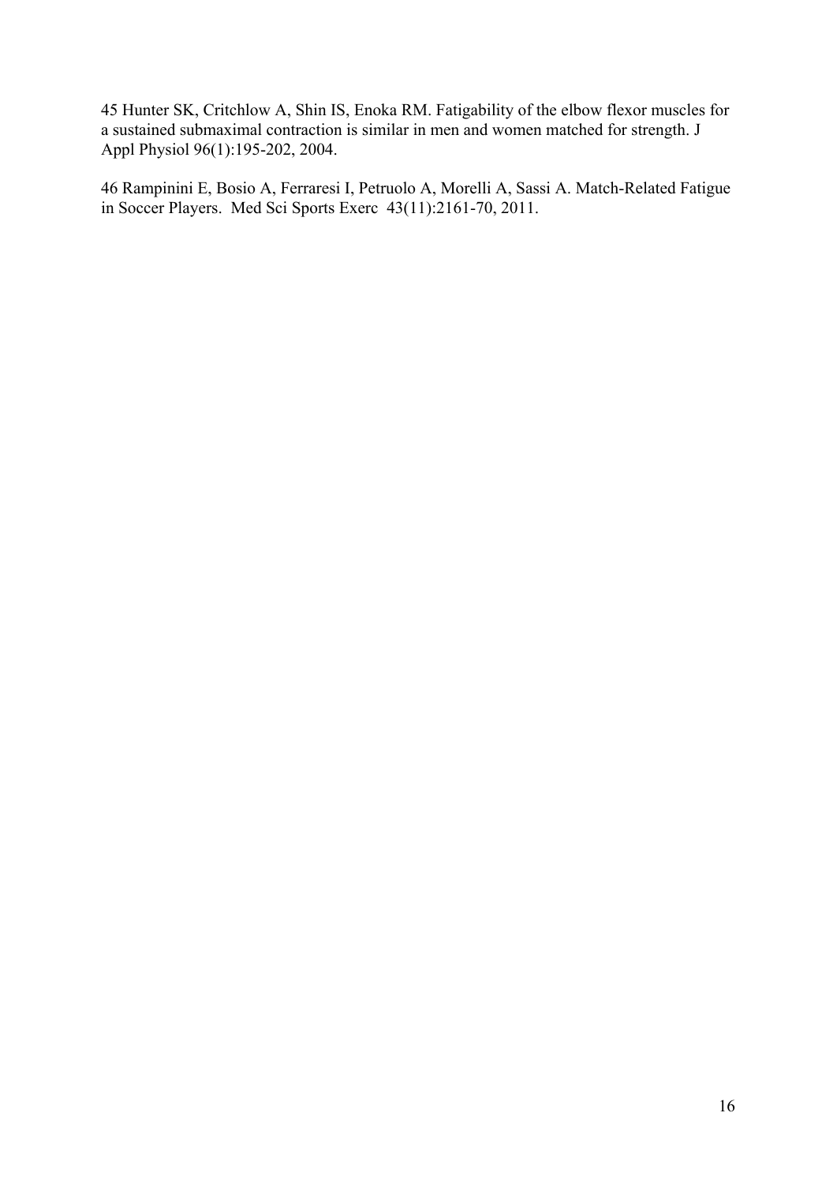45 Hunter SK, Critchlow A, Shin IS, Enoka RM. Fatigability of the elbow flexor muscles for a sustained submaximal contraction is similar in men and women matched for strength. J Appl Physiol 96(1):195-202, 2004.

46 Rampinini E, Bosio A, Ferraresi I, Petruolo A, Morelli A, Sassi A. Match-Related Fatigue in Soccer Players. Med Sci Sports Exerc 43(11):2161-70, 2011.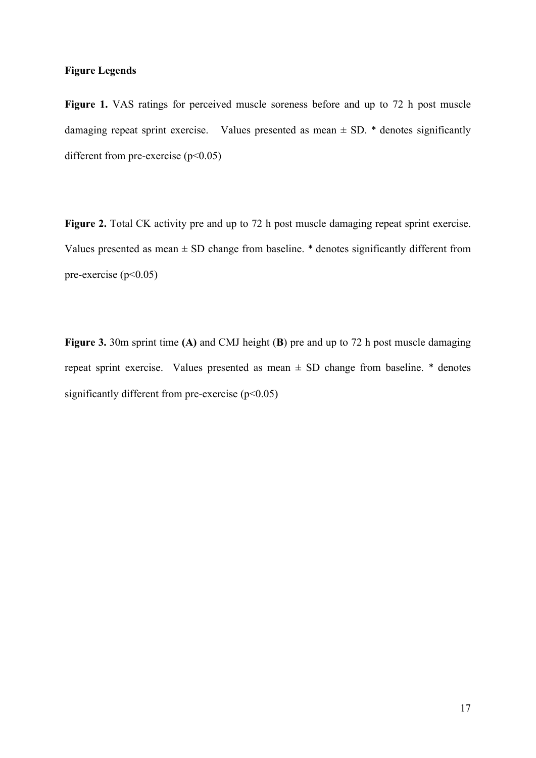**Figure Legends**

**Figure 1.** VAS ratings for perceived muscle soreness before and up to 72 h post muscle damaging repeat sprint exercise. Values presented as mean ± SD. * denotes significantly different from pre-exercise ($p<0.05$)

**Figure 2.** Total CK activity pre and up to 72 h post muscle damaging repeat sprint exercise. Values presented as mean ± SD change from baseline. * denotes significantly different from pre-exercise ($p<0.05$)

**Figure 3.** 30m sprint time **(A)** and CMJ height (**B**) pre and up to 72 h post muscle damaging repeat sprint exercise. Values presented as mean ± SD change from baseline. * denotes significantly different from pre-exercise ($p<0.05$)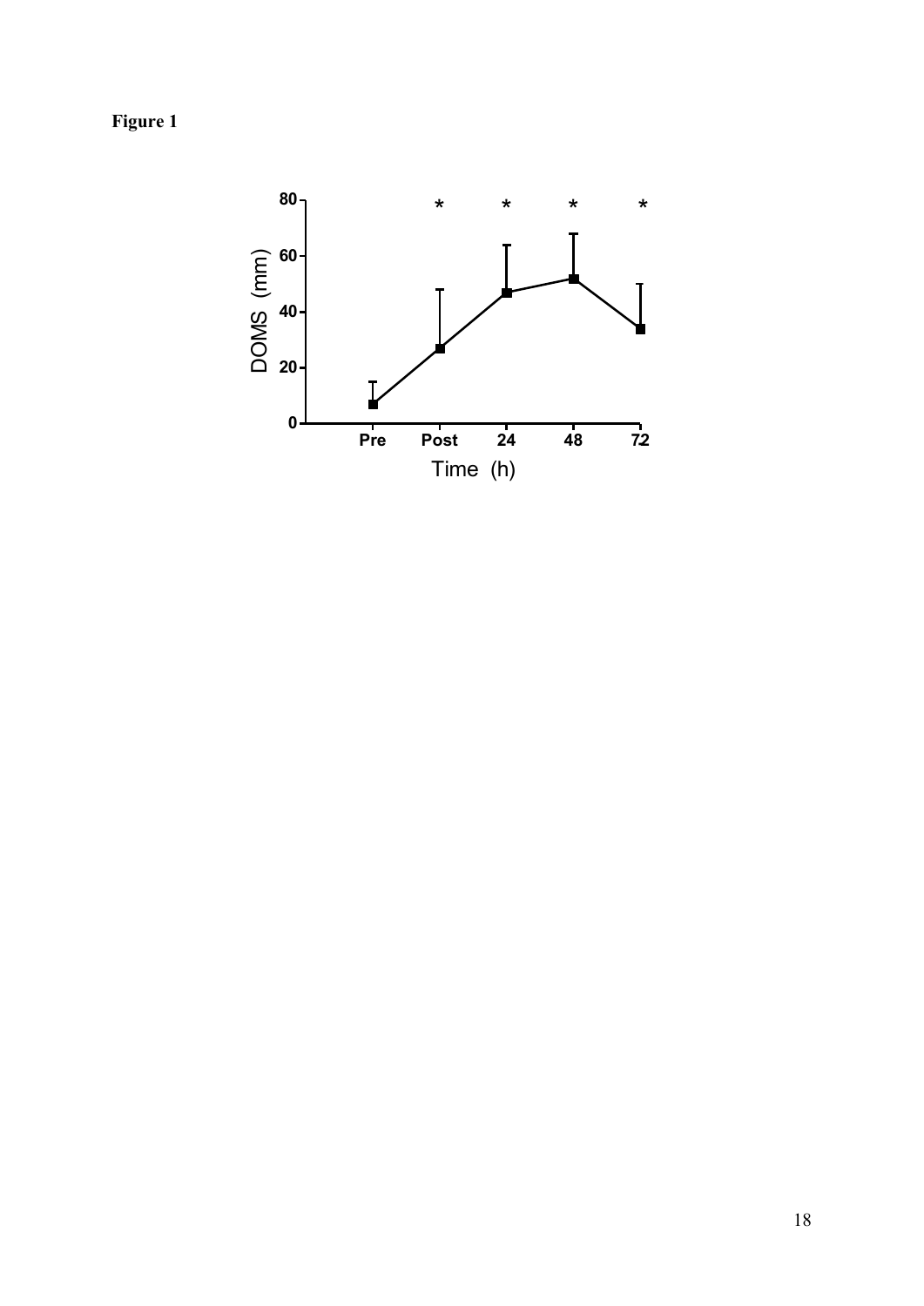**Figure 1**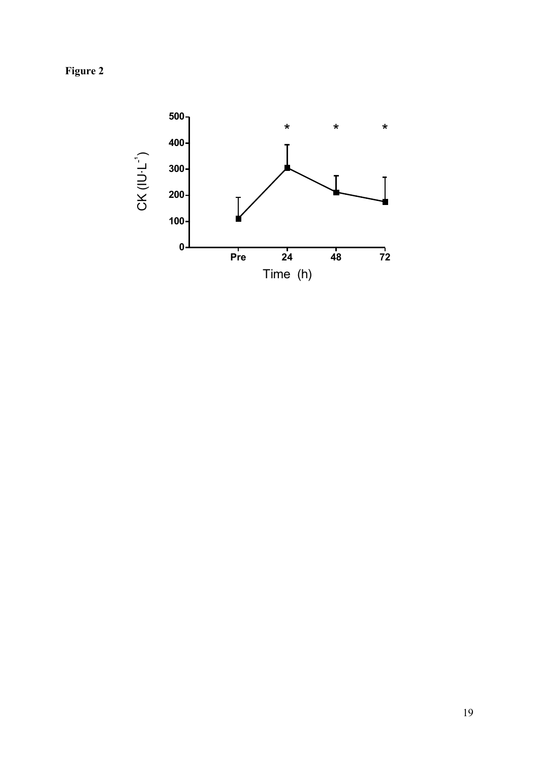**Figure 2**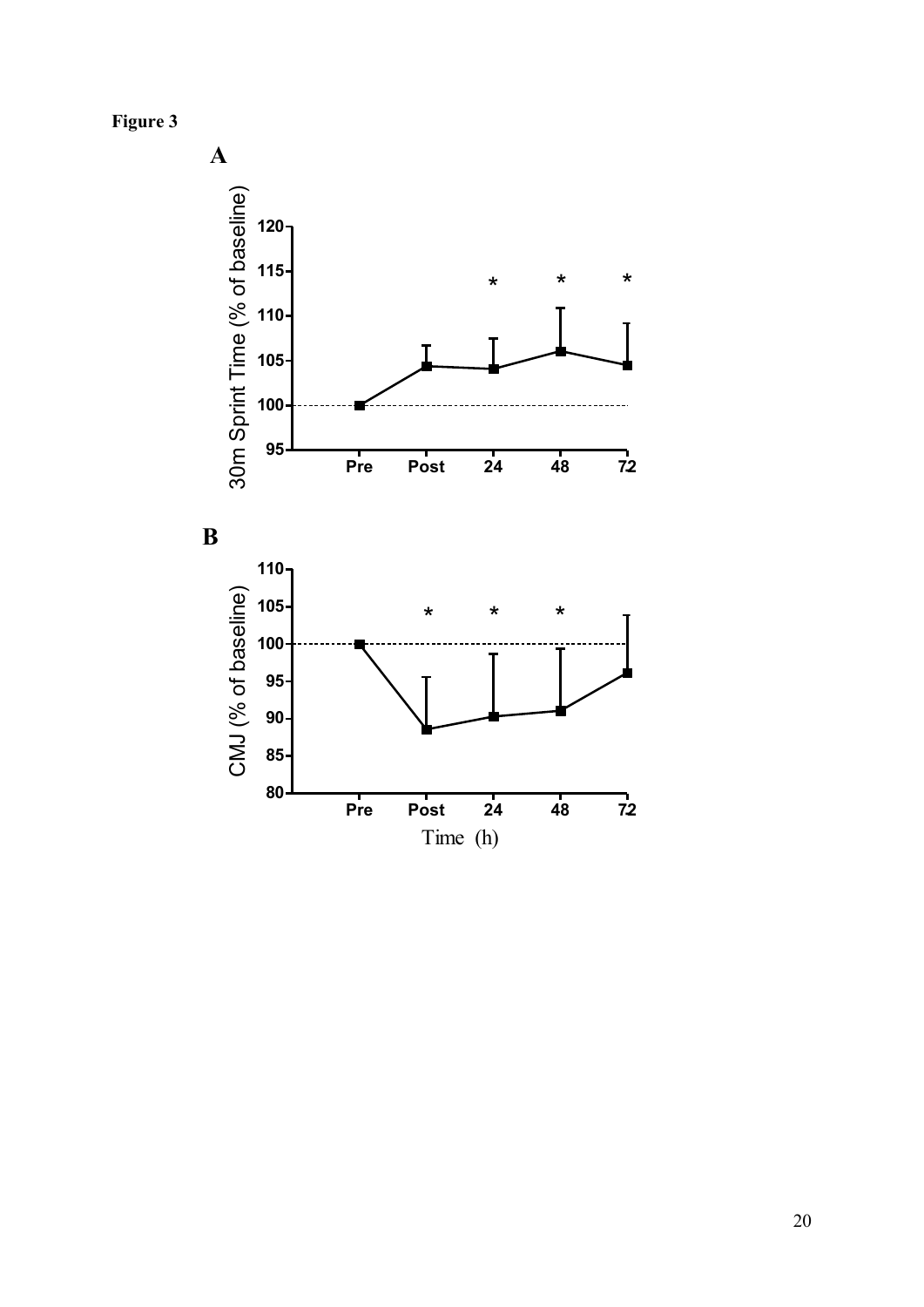**Figure 3**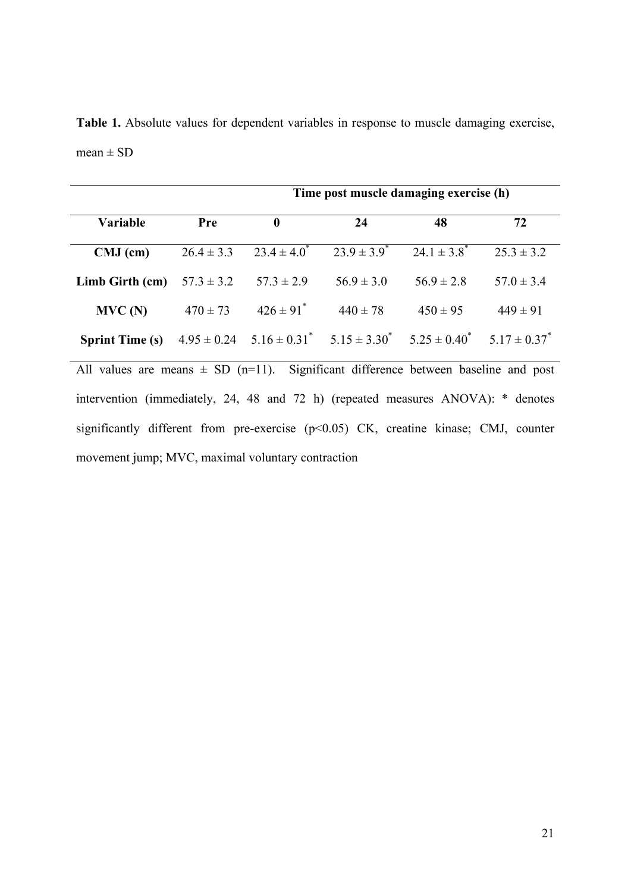**Table 1.** Absolute values for dependent variables in response to muscle damaging exercise, mean ± SD

| | | Time post muscle damaging exercise (h) | | | |
|---|---|---|---|---|---|
| **Variable** | **Pre** | **0** | **24** | **48** | **72** |
| **CMJ (cm)** | 26.4 ± 3.3 | 23.4 ± 4.0* | 23.9 ± 3.9* | 24.1 ± 3.8* | 25.3 ± 3.2 |
| **Limb Girth (cm)** | 57.3 ± 3.2 | 57.3 ± 2.9 | 56.9 ± 3.0 | 56.9 ± 2.8 | 57.0 ± 3.4 |
| **MVC (N)** | 470 ± 73 | 426 ± 91* | 440 ± 78 | 450 ± 95 | 449 ± 91 |
| **Sprint Time (s)** | 4.95 ± 0.24 | 5.16 ± 0.31* | 5.15 ± 3.30* | 5.25 ± 0.40* | 5.17 ± 0.37* |

All values are means ± SD (n=11). Significant difference between baseline and post intervention (immediately, 24, 48 and 72 h) (repeated measures ANOVA): * denotes significantly different from pre-exercise ($p<0.05$) CK, creatine kinase; CMJ, counter movement jump; MVC, maximal voluntary contraction